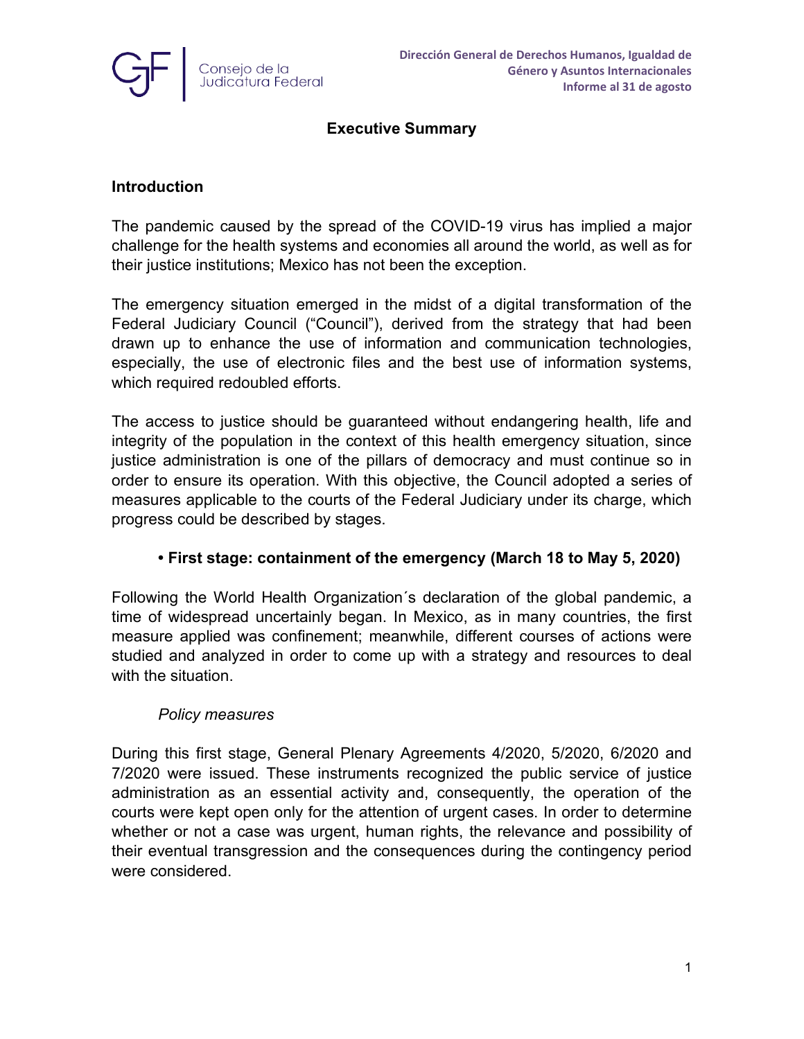# Executive Summary

## Introduction

The pandemic caused by the spread of the COVID-19 virus has implied a major challenge for the health systems and economies all around the world, as well as for their justice institutions; Mexico has not been the exception.

The emergency situation emerged in the midst of a digital transformation of the Federal Judiciary Council ("Council"), derived from the strategy that had been drawn up to enhance the use of information and communication technologies, especially, the use of electronic files and the best use of information systems, which required redoubled efforts.

The access to justice should be guaranteed without endangering health, life and integrity of the population in the context of this health emergency situation, since justice administration is one of the pillars of democracy and must continue so in order to ensure its operation. With this objective, the Council adopted a series of measures applicable to the courts of the Federal Judiciary under its charge, which progress could be described by stages.

- **First stage: containment of the emergency (March 18 to May 5, 2020)**

Following the World Health Organization´s declaration of the global pandemic, a time of widespread uncertainly began. In Mexico, as in many countries, the first measure applied was confinement; meanwhile, different courses of actions were studied and analyzed in order to come up with a strategy and resources to deal with the situation.

*Policy measures*

During this first stage, General Plenary Agreements 4/2020, 5/2020, 6/2020 and 7/2020 were issued. These instruments recognized the public service of justice administration as an essential activity and, consequently, the operation of the courts were kept open only for the attention of urgent cases. In order to determine whether or not a case was urgent, human rights, the relevance and possibility of their eventual transgression and the consequences during the contingency period were considered.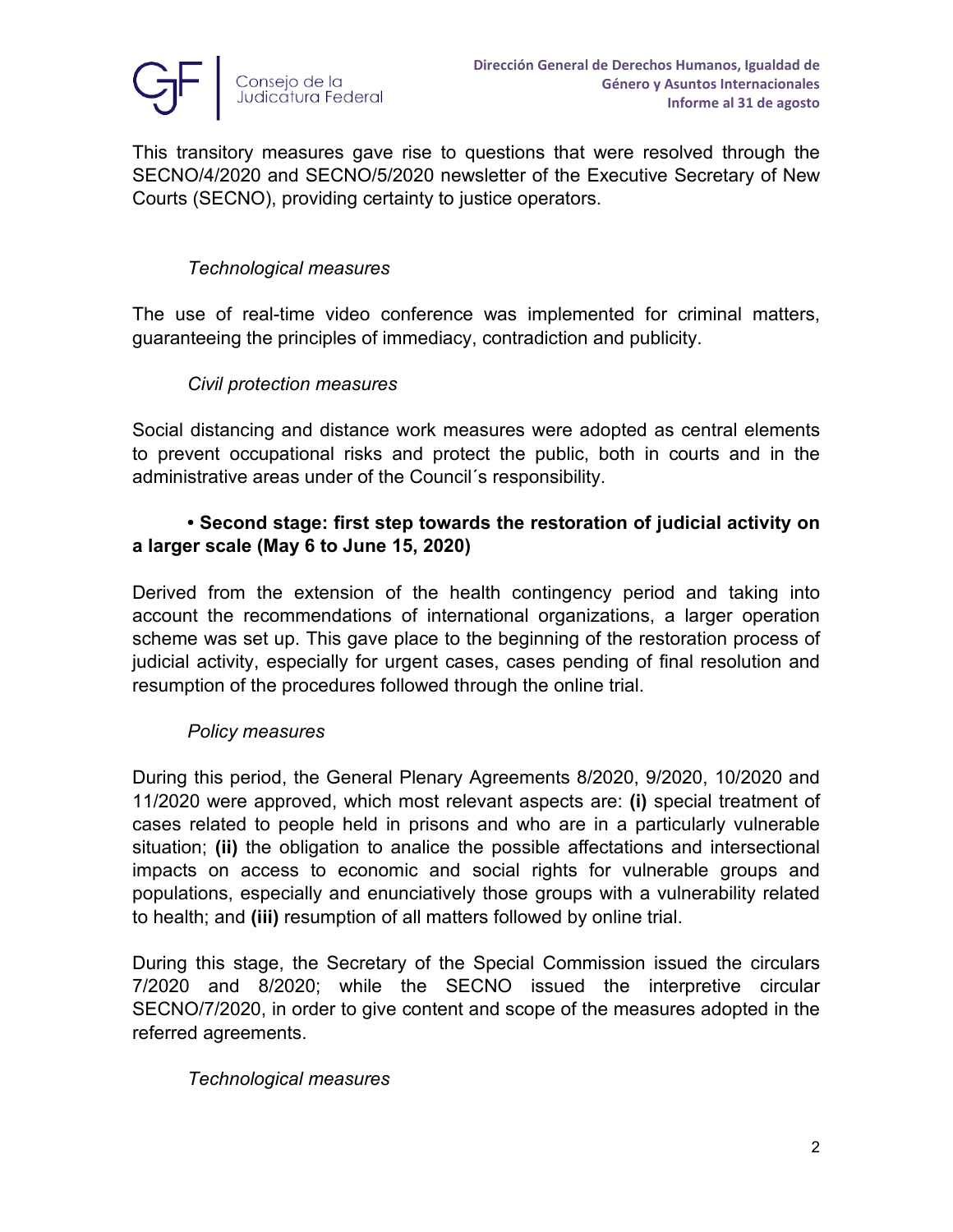This transitory measures gave rise to questions that were resolved through the SECNO/4/2020 and SECNO/5/2020 newsletter of the Executive Secretary of New Courts (SECNO), providing certainty to justice operators.

*Technological measures*

The use of real-time video conference was implemented for criminal matters, guaranteeing the principles of immediacy, contradiction and publicity.

*Civil protection measures*

Social distancing and distance work measures were adopted as central elements to prevent occupational risks and protect the public, both in courts and in the administrative areas under of the Council´s responsibility.

**• Second stage: first step towards the restoration of judicial activity on a larger scale (May 6 to June 15, 2020)**

Derived from the extension of the health contingency period and taking into account the recommendations of international organizations, a larger operation scheme was set up. This gave place to the beginning of the restoration process of judicial activity, especially for urgent cases, cases pending of final resolution and resumption of the procedures followed through the online trial.

*Policy measures*

During this period, the General Plenary Agreements 8/2020, 9/2020, 10/2020 and 11/2020 were approved, which most relevant aspects are: **(i)** special treatment of cases related to people held in prisons and who are in a particularly vulnerable situation; **(ii)** the obligation to analice the possible affectations and intersectional impacts on access to economic and social rights for vulnerable groups and populations, especially and enunciatively those groups with a vulnerability related to health; and **(iii)** resumption of all matters followed by online trial.

During this stage, the Secretary of the Special Commission issued the circulars 7/2020 and 8/2020; while the SECNO issued the interpretive circular SECNO/7/2020, in order to give content and scope of the measures adopted in the referred agreements.

*Technological measures*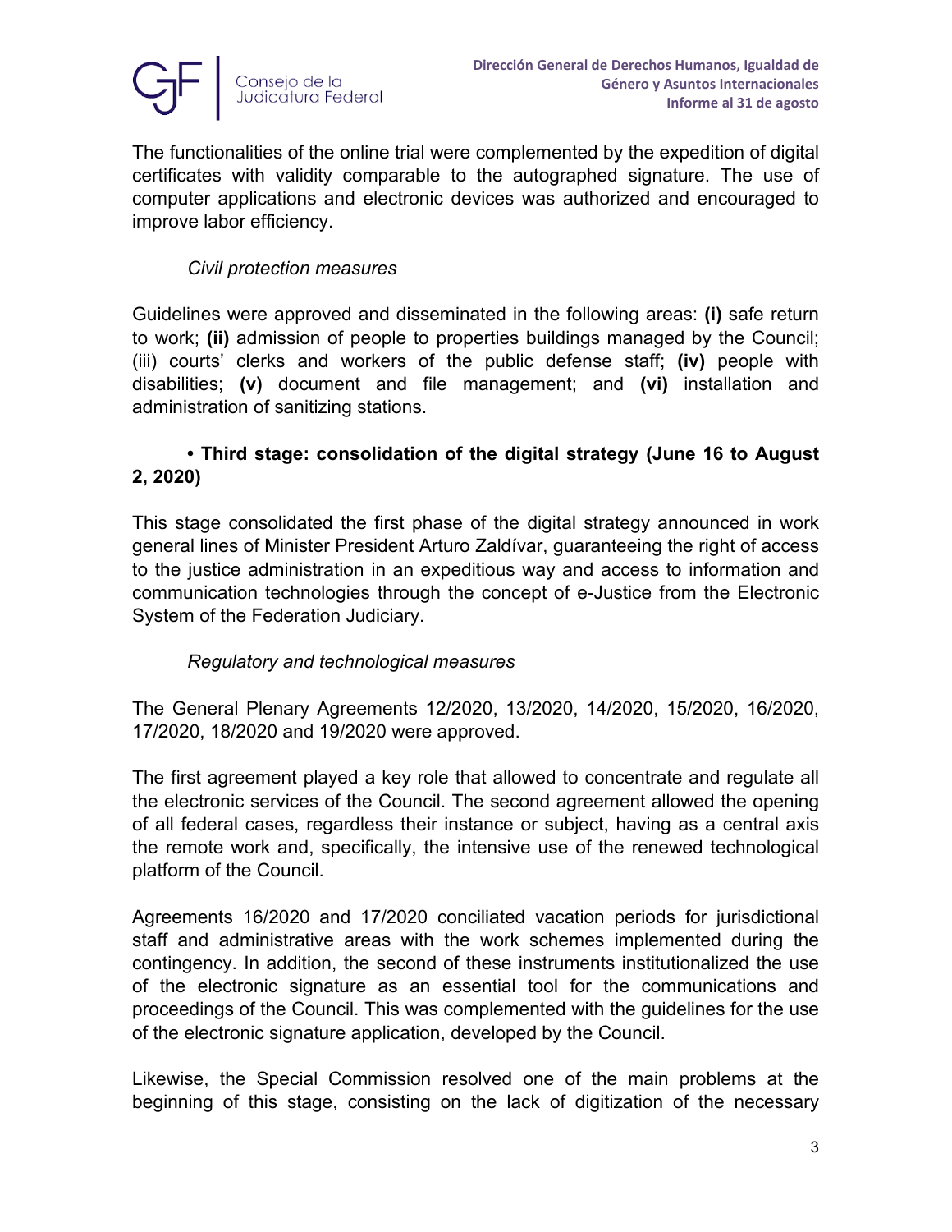The functionalities of the online trial were complemented by the expedition of digital certificates with validity comparable to the autographed signature. The use of computer applications and electronic devices was authorized and encouraged to improve labor efficiency.

*Civil protection measures*

Guidelines were approved and disseminated in the following areas: **(i)** safe return to work; **(ii)** admission of people to properties buildings managed by the Council; (iii) courts' clerks and workers of the public defense staff; **(iv)** people with disabilities; **(v)** document and file management; and **(vi)** installation and administration of sanitizing stations.

**• Third stage: consolidation of the digital strategy (June 16 to August 2, 2020)**

This stage consolidated the first phase of the digital strategy announced in work general lines of Minister President Arturo Zaldívar, guaranteeing the right of access to the justice administration in an expeditious way and access to information and communication technologies through the concept of e-Justice from the Electronic System of the Federation Judiciary.

*Regulatory and technological measures*

The General Plenary Agreements 12/2020, 13/2020, 14/2020, 15/2020, 16/2020, 17/2020, 18/2020 and 19/2020 were approved.

The first agreement played a key role that allowed to concentrate and regulate all the electronic services of the Council. The second agreement allowed the opening of all federal cases, regardless their instance or subject, having as a central axis the remote work and, specifically, the intensive use of the renewed technological platform of the Council.

Agreements 16/2020 and 17/2020 conciliated vacation periods for jurisdictional staff and administrative areas with the work schemes implemented during the contingency. In addition, the second of these instruments institutionalized the use of the electronic signature as an essential tool for the communications and proceedings of the Council. This was complemented with the guidelines for the use of the electronic signature application, developed by the Council.

Likewise, the Special Commission resolved one of the main problems at the beginning of this stage, consisting on the lack of digitization of the necessary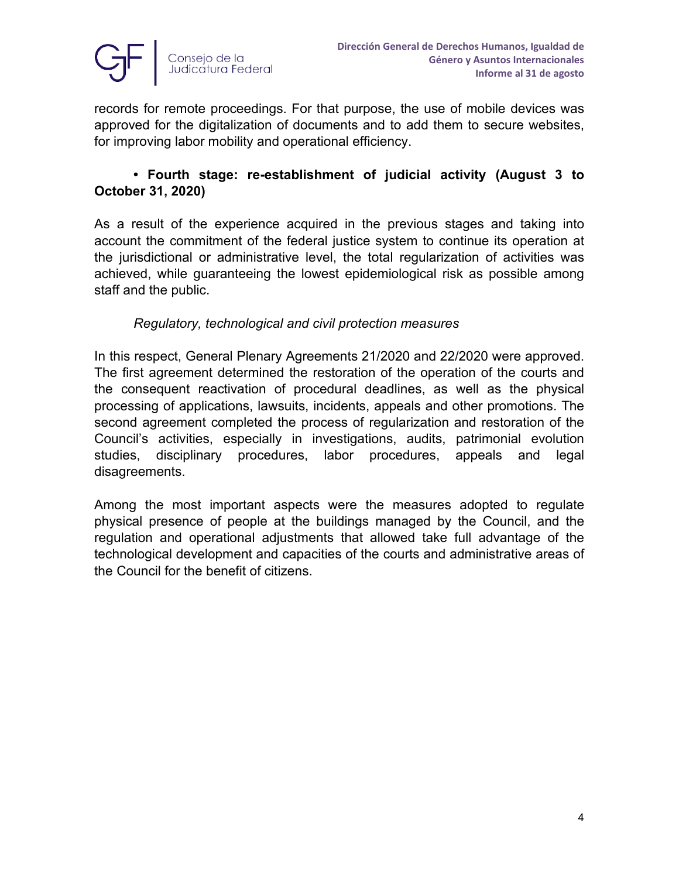records for remote proceedings. For that purpose, the use of mobile devices was approved for the digitalization of documents and to add them to secure websites, for improving labor mobility and operational efficiency.

- **Fourth stage: re-establishment of judicial activity (August 3 to October 31, 2020)**

As a result of the experience acquired in the previous stages and taking into account the commitment of the federal justice system to continue its operation at the jurisdictional or administrative level, the total regularization of activities was achieved, while guaranteeing the lowest epidemiological risk as possible among staff and the public.

*Regulatory, technological and civil protection measures*

In this respect, General Plenary Agreements 21/2020 and 22/2020 were approved. The first agreement determined the restoration of the operation of the courts and the consequent reactivation of procedural deadlines, as well as the physical processing of applications, lawsuits, incidents, appeals and other promotions. The second agreement completed the process of regularization and restoration of the Council's activities, especially in investigations, audits, patrimonial evolution studies, disciplinary procedures, labor procedures, appeals and legal disagreements.

Among the most important aspects were the measures adopted to regulate physical presence of people at the buildings managed by the Council, and the regulation and operational adjustments that allowed take full advantage of the technological development and capacities of the courts and administrative areas of the Council for the benefit of citizens.